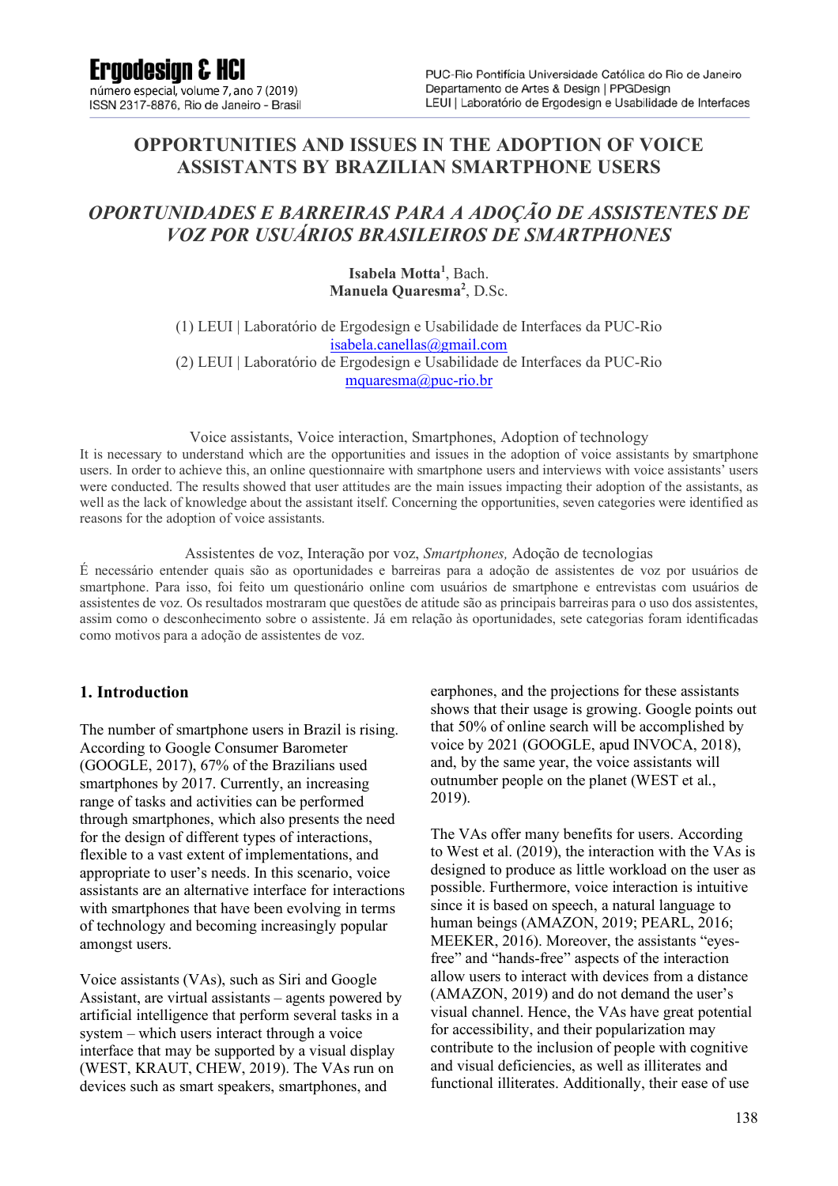# OPPORTUNITIES AND ISSUES IN THE ADOPTION OF VOICE ASSISTANTS BY BRAZILIAN SMARTPHONE USERS

## *OPORTUNIDADES E BARREIRAS PARA A ADOÇÃO DE ASSISTENTES DE VOZ POR USUÁRIOS BRASILEIROS DE SMARTPHONES*

**Isabela Motta**[1], Bach.
**Manuela Quaresma**[2], D.Sc.

(1) LEUI | Laboratório de Ergodesign e Usabilidade de Interfaces da PUC-Rio
isabela.canellas@gmail.com
(2) LEUI | Laboratório de Ergodesign e Usabilidade de Interfaces da PUC-Rio
mquaresma@puc-rio.br

Voice assistants, Voice interaction, Smartphones, Adoption of technology

It is necessary to understand which are the opportunities and issues in the adoption of voice assistants by smartphone users. In order to achieve this, an online questionnaire with smartphone users and interviews with voice assistants' users were conducted. The results showed that user attitudes are the main issues impacting their adoption of the assistants, as well as the lack of knowledge about the assistant itself. Concerning the opportunities, seven categories were identified as reasons for the adoption of voice assistants.

Assistentes de voz, Interação por voz, *Smartphones,* Adoção de tecnologias

É necessário entender quais são as oportunidades e barreiras para a adoção de assistentes de voz por usuários de smartphone. Para isso, foi feito um questionário online com usuários de smartphone e entrevistas com usuários de assistentes de voz. Os resultados mostraram que questões de atitude são as principais barreiras para o uso dos assistentes, assim como o desconhecimento sobre o assistente. Já em relação às oportunidades, sete categorias foram identificadas como motivos para a adoção de assistentes de voz.

## 1. Introduction

The number of smartphone users in Brazil is rising. According to Google Consumer Barometer (GOOGLE, 2017), 67% of the Brazilians used smartphones by 2017. Currently, an increasing range of tasks and activities can be performed through smartphones, which also presents the need for the design of different types of interactions, flexible to a vast extent of implementations, and appropriate to user's needs. In this scenario, voice assistants are an alternative interface for interactions with smartphones that have been evolving in terms of technology and becoming increasingly popular amongst users.

Voice assistants (VAs), such as Siri and Google Assistant, are virtual assistants – agents powered by artificial intelligence that perform several tasks in a system – which users interact through a voice interface that may be supported by a visual display (WEST, KRAUT, CHEW, 2019). The VAs run on devices such as smart speakers, smartphones, and earphones, and the projections for these assistants shows that their usage is growing. Google points out that 50% of online search will be accomplished by voice by 2021 (GOOGLE, apud INVOCA, 2018), and, by the same year, the voice assistants will outnumber people on the planet (WEST et al., 2019).

The VAs offer many benefits for users. According to West et al. (2019), the interaction with the VAs is designed to produce as little workload on the user as possible. Furthermore, voice interaction is intuitive since it is based on speech, a natural language to human beings (AMAZON, 2019; PEARL, 2016; MEEKER, 2016). Moreover, the assistants "eyes-free" and "hands-free" aspects of the interaction allow users to interact with devices from a distance (AMAZON, 2019) and do not demand the user's visual channel. Hence, the VAs have great potential for accessibility, and their popularization may contribute to the inclusion of people with cognitive and visual deficiencies, as well as illiterates and functional illiterates. Additionally, their ease of use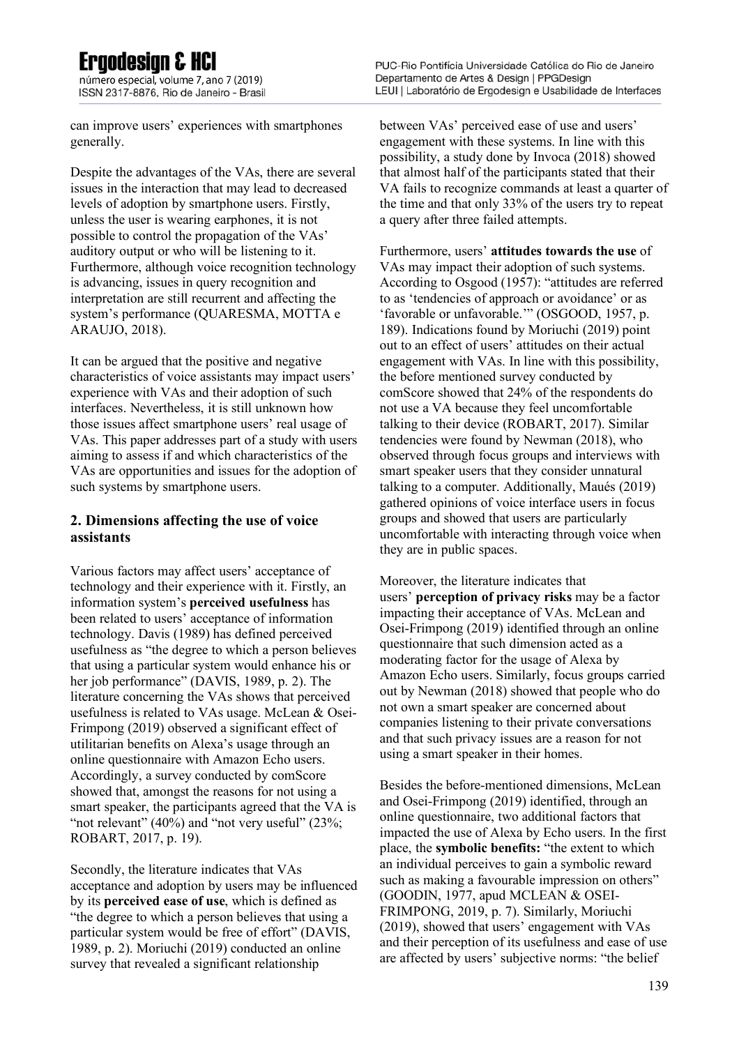can improve users' experiences with smartphones generally.

Despite the advantages of the VAs, there are several issues in the interaction that may lead to decreased levels of adoption by smartphone users. Firstly, unless the user is wearing earphones, it is not possible to control the propagation of the VAs' auditory output or who will be listening to it. Furthermore, although voice recognition technology is advancing, issues in query recognition and interpretation are still recurrent and affecting the system's performance (QUARESMA, MOTTA e ARAUJO, 2018).

It can be argued that the positive and negative characteristics of voice assistants may impact users' experience with VAs and their adoption of such interfaces. Nevertheless, it is still unknown how those issues affect smartphone users' real usage of VAs. This paper addresses part of a study with users aiming to assess if and which characteristics of the VAs are opportunities and issues for the adoption of such systems by smartphone users.

## 2. Dimensions affecting the use of voice assistants

Various factors may affect users' acceptance of technology and their experience with it. Firstly, an information system's **perceived usefulness** has been related to users' acceptance of information technology. Davis (1989) has defined perceived usefulness as "the degree to which a person believes that using a particular system would enhance his or her job performance" (DAVIS, 1989, p. 2). The literature concerning the VAs shows that perceived usefulness is related to VAs usage. McLean & Osei-Frimpong (2019) observed a significant effect of utilitarian benefits on Alexa's usage through an online questionnaire with Amazon Echo users. Accordingly, a survey conducted by comScore showed that, amongst the reasons for not using a smart speaker, the participants agreed that the VA is "not relevant" (40%) and "not very useful" (23%; ROBART, 2017, p. 19).

Secondly, the literature indicates that VAs acceptance and adoption by users may be influenced by its **perceived ease of use**, which is defined as "the degree to which a person believes that using a particular system would be free of effort" (DAVIS, 1989, p. 2). Moriuchi (2019) conducted an online survey that revealed a significant relationship between VAs' perceived ease of use and users' engagement with these systems. In line with this possibility, a study done by Invoca (2018) showed that almost half of the participants stated that their VA fails to recognize commands at least a quarter of the time and that only 33% of the users try to repeat a query after three failed attempts.

Furthermore, users' **attitudes towards the use** of VAs may impact their adoption of such systems. According to Osgood (1957): "attitudes are referred to as 'tendencies of approach or avoidance' or as 'favorable or unfavorable.'" (OSGOOD, 1957, p. 189). Indications found by Moriuchi (2019) point out to an effect of users' attitudes on their actual engagement with VAs. In line with this possibility, the before mentioned survey conducted by comScore showed that 24% of the respondents do not use a VA because they feel uncomfortable talking to their device (ROBART, 2017). Similar tendencies were found by Newman (2018), who observed through focus groups and interviews with smart speaker users that they consider unnatural talking to a computer. Additionally, Maués (2019) gathered opinions of voice interface users in focus groups and showed that users are particularly uncomfortable with interacting through voice when they are in public spaces.

Moreover, the literature indicates that users' **perception of privacy risks** may be a factor impacting their acceptance of VAs. McLean and Osei-Frimpong (2019) identified through an online questionnaire that such dimension acted as a moderating factor for the usage of Alexa by Amazon Echo users. Similarly, focus groups carried out by Newman (2018) showed that people who do not own a smart speaker are concerned about companies listening to their private conversations and that such privacy issues are a reason for not using a smart speaker in their homes.

Besides the before-mentioned dimensions, McLean and Osei-Frimpong (2019) identified, through an online questionnaire, two additional factors that impacted the use of Alexa by Echo users. In the first place, the **symbolic benefits:** "the extent to which an individual perceives to gain a symbolic reward such as making a favourable impression on others" (GOODIN, 1977, apud MCLEAN & OSEI-FRIMPONG, 2019, p. 7). Similarly, Moriuchi (2019), showed that users' engagement with VAs and their perception of its usefulness and ease of use are affected by users' subjective norms: "the belief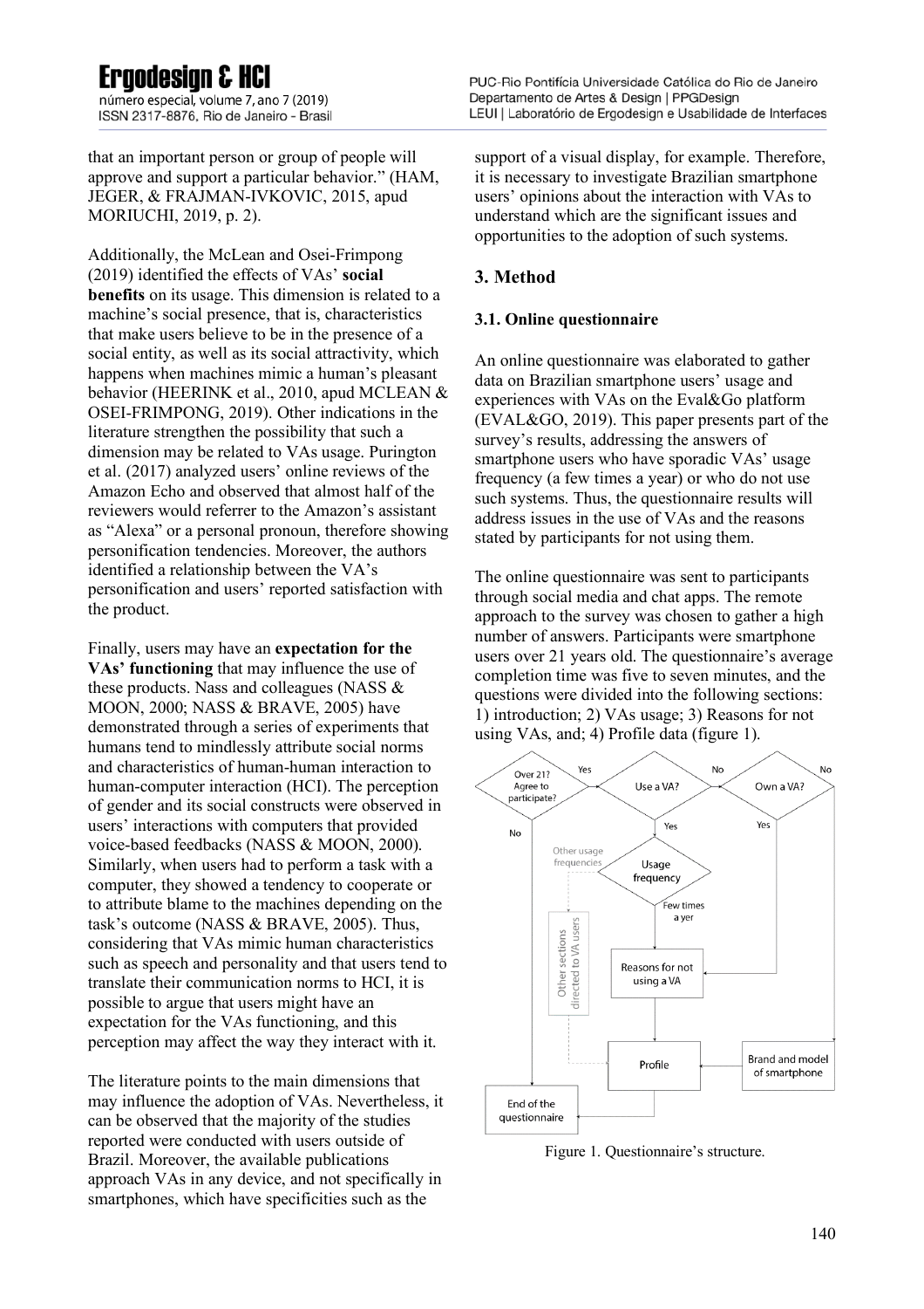that an important person or group of people will approve and support a particular behavior." (HAM, JEGER, & FRAJMAN-IVKOVIC, 2015, apud MORIUCHI, 2019, p. 2).

Additionally, the McLean and Osei-Frimpong (2019) identified the effects of VAs' **social benefits** on its usage. This dimension is related to a machine's social presence, that is, characteristics that make users believe to be in the presence of a social entity, as well as its social attractivity, which happens when machines mimic a human's pleasant behavior (HEERINK et al., 2010, apud MCLEAN & OSEI-FRIMPONG, 2019). Other indications in the literature strengthen the possibility that such a dimension may be related to VAs usage. Purington et al. (2017) analyzed users' online reviews of the Amazon Echo and observed that almost half of the reviewers would referrer to the Amazon's assistant as "Alexa" or a personal pronoun, therefore showing personification tendencies. Moreover, the authors identified a relationship between the VA's personification and users' reported satisfaction with the product.

Finally, users may have an **expectation for the VAs' functioning** that may influence the use of these products. Nass and colleagues (NASS & MOON, 2000; NASS & BRAVE, 2005) have demonstrated through a series of experiments that humans tend to mindlessly attribute social norms and characteristics of human-human interaction to human-computer interaction (HCI). The perception of gender and its social constructs were observed in users' interactions with computers that provided voice-based feedbacks (NASS & MOON, 2000). Similarly, when users had to perform a task with a computer, they showed a tendency to cooperate or to attribute blame to the machines depending on the task's outcome (NASS & BRAVE, 2005). Thus, considering that VAs mimic human characteristics such as speech and personality and that users tend to translate their communication norms to HCI, it is possible to argue that users might have an expectation for the VAs functioning, and this perception may affect the way they interact with it.

The literature points to the main dimensions that may influence the adoption of VAs. Nevertheless, it can be observed that the majority of the studies reported were conducted with users outside of Brazil. Moreover, the available publications approach VAs in any device, and not specifically in smartphones, which have specificities such as the support of a visual display, for example. Therefore, it is necessary to investigate Brazilian smartphone users' opinions about the interaction with VAs to understand which are the significant issues and opportunities to the adoption of such systems.

## 3. Method

### 3.1. Online questionnaire

An online questionnaire was elaborated to gather data on Brazilian smartphone users' usage and experiences with VAs on the Eval&Go platform (EVAL&GO, 2019). This paper presents part of the survey's results, addressing the answers of smartphone users who have sporadic VAs' usage frequency (a few times a year) or who do not use such systems. Thus, the questionnaire results will address issues in the use of VAs and the reasons stated by participants for not using them.

The online questionnaire was sent to participants through social media and chat apps. The remote approach to the survey was chosen to gather a high number of answers. Participants were smartphone users over 21 years old. The questionnaire's average completion time was five to seven minutes, and the questions were divided into the following sections: 1) introduction; 2) VAs usage; 3) Reasons for not using VAs, and; 4) Profile data (figure 1).

Figure 1. Questionnaire's structure.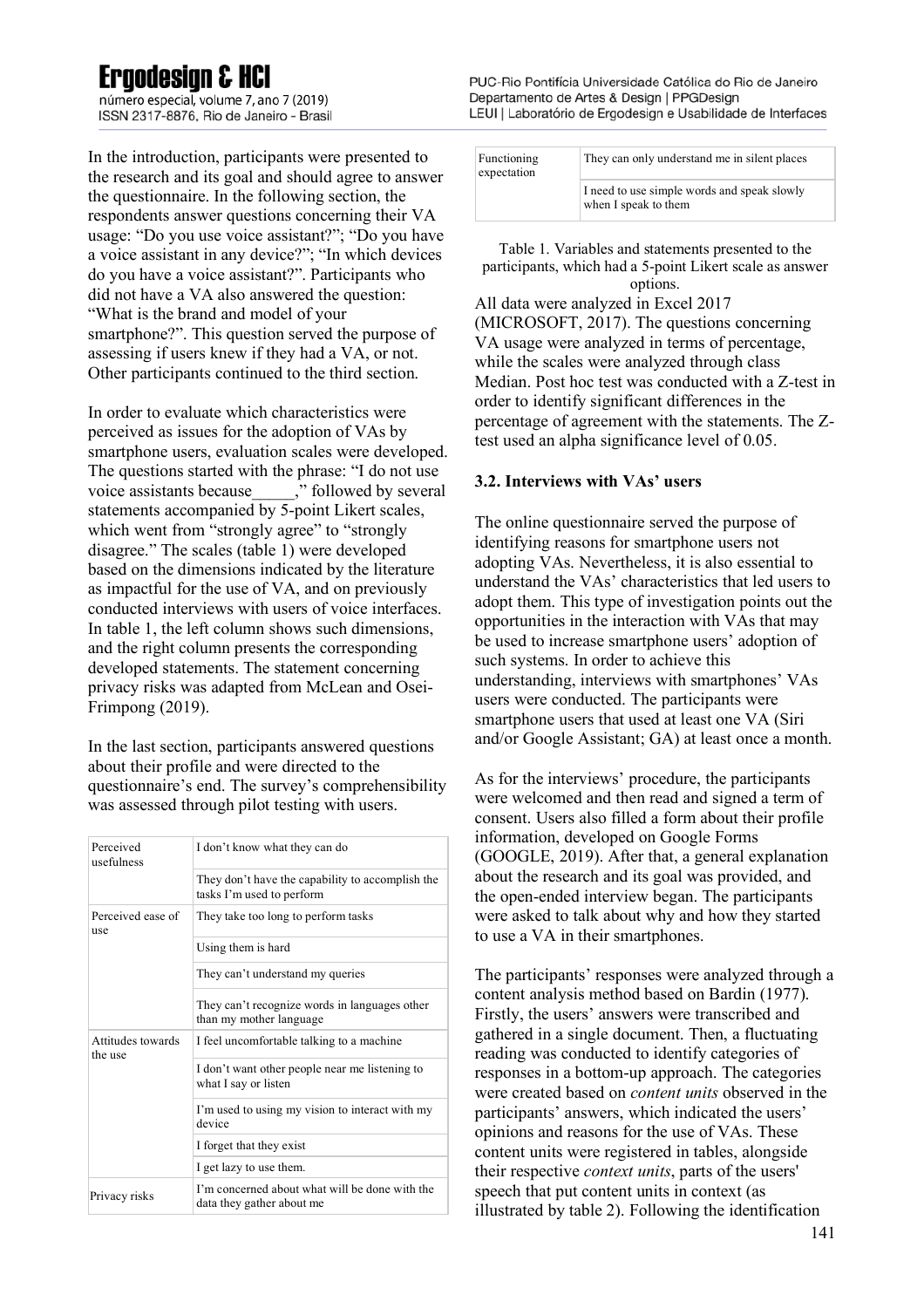In the introduction, participants were presented to the research and its goal and should agree to answer the questionnaire. In the following section, the respondents answer questions concerning their VA usage: "Do you use voice assistant?"; "Do you have a voice assistant in any device?"; "In which devices do you have a voice assistant?". Participants who did not have a VA also answered the question: "What is the brand and model of your smartphone?". This question served the purpose of assessing if users knew if they had a VA, or not. Other participants continued to the third section.

In order to evaluate which characteristics were perceived as issues for the adoption of VAs by smartphone users, evaluation scales were developed. The questions started with the phrase: "I do not use voice assistants because_____," followed by several statements accompanied by 5-point Likert scales, which went from "strongly agree" to "strongly disagree." The scales (table 1) were developed based on the dimensions indicated by the literature as impactful for the use of VA, and on previously conducted interviews with users of voice interfaces. In table 1, the left column shows such dimensions, and the right column presents the corresponding developed statements. The statement concerning privacy risks was adapted from McLean and Osei-Frimpong (2019).

In the last section, participants answered questions about their profile and were directed to the questionnaire's end. The survey's comprehensibility was assessed through pilot testing with users.

| | |
|---|---|
| Perceived usefulness | I don't know what they can do |
| | They don't have the capability to accomplish the tasks I'm used to perform |
| Perceived ease of use | They take too long to perform tasks |
| | Using them is hard |
| | They can't understand my queries |
| | They can't recognize words in languages other than my mother language |
| Attitudes towards the use | I feel uncomfortable talking to a machine |
| | I don't want other people near me listening to what I say or listen |
| | I'm used to using my vision to interact with my device |
| | I forget that they exist |
| | I get lazy to use them. |
| Privacy risks | I'm concerned about what will be done with the data they gather about me |
| Functioning expectation | They can only understand me in silent places |
| | I need to use simple words and speak slowly when I speak to them |

Table 1. Variables and statements presented to the participants, which had a 5-point Likert scale as answer options.

All data were analyzed in Excel 2017 (MICROSOFT, 2017). The questions concerning VA usage were analyzed in terms of percentage, while the scales were analyzed through class Median. Post hoc test was conducted with a Z-test in order to identify significant differences in the percentage of agreement with the statements. The Z-test used an alpha significance level of 0.05.

### 3.2. Interviews with VAs' users

The online questionnaire served the purpose of identifying reasons for smartphone users not adopting VAs. Nevertheless, it is also essential to understand the VAs' characteristics that led users to adopt them. This type of investigation points out the opportunities in the interaction with VAs that may be used to increase smartphone users' adoption of such systems. In order to achieve this understanding, interviews with smartphones' VAs users were conducted. The participants were smartphone users that used at least one VA (Siri and/or Google Assistant; GA) at least once a month.

As for the interviews' procedure, the participants were welcomed and then read and signed a term of consent. Users also filled a form about their profile information, developed on Google Forms (GOOGLE, 2019). After that, a general explanation about the research and its goal was provided, and the open-ended interview began. The participants were asked to talk about why and how they started to use a VA in their smartphones.

The participants' responses were analyzed through a content analysis method based on Bardin (1977). Firstly, the users' answers were transcribed and gathered in a single document. Then, a fluctuating reading was conducted to identify categories of responses in a bottom-up approach. The categories were created based on *content units* observed in the participants' answers, which indicated the users' opinions and reasons for the use of VAs. These content units were registered in tables, alongside their respective *context units*, parts of the users' speech that put content units in context (as illustrated by table 2). Following the identification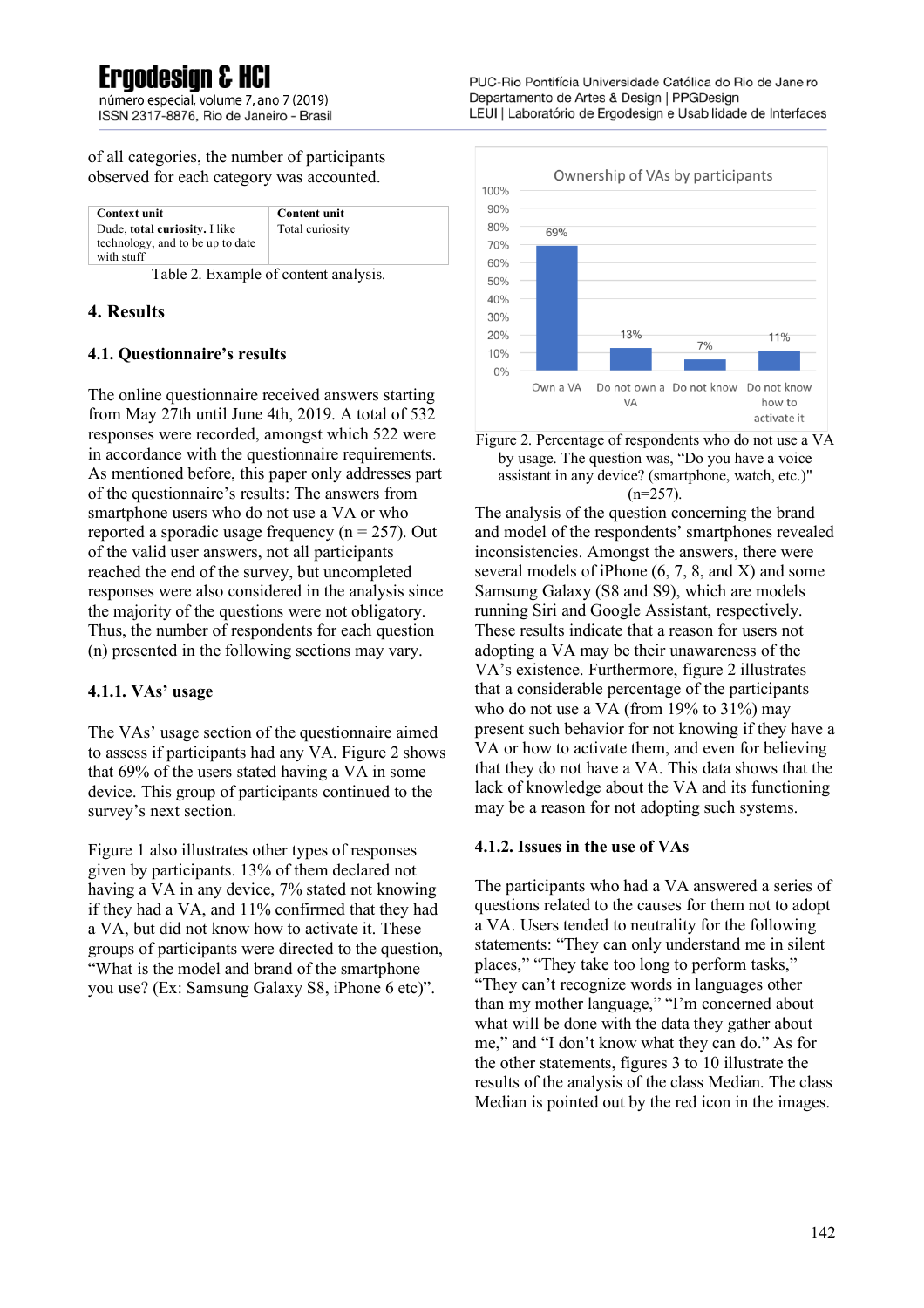of all categories, the number of participants observed for each category was accounted.

| Context unit | Content unit |
|---|---|
| Dude, **total curiosity.** I like technology, and to be up to date with stuff | Total curiosity |

Table 2. Example of content analysis.

## 4. Results

### 4.1. Questionnaire's results

The online questionnaire received answers starting from May 27th until June 4th, 2019. A total of 532 responses were recorded, amongst which 522 were in accordance with the questionnaire requirements. As mentioned before, this paper only addresses part of the questionnaire's results: The answers from smartphone users who do not use a VA or who reported a sporadic usage frequency (n = 257). Out of the valid user answers, not all participants reached the end of the survey, but uncompleted responses were also considered in the analysis since the majority of the questions were not obligatory. Thus, the number of respondents for each question (n) presented in the following sections may vary.

#### 4.1.1. VAs' usage

The VAs' usage section of the questionnaire aimed to assess if participants had any VA. Figure 2 shows that 69% of the users stated having a VA in some device. This group of participants continued to the survey's next section.

Figure 1 also illustrates other types of responses given by participants. 13% of them declared not having a VA in any device, 7% stated not knowing if they had a VA, and 11% confirmed that they had a VA, but did not know how to activate it. These groups of participants were directed to the question, "What is the model and brand of the smartphone you use? (Ex: Samsung Galaxy S8, iPhone 6 etc)".

Ownership of VAs by participants

| Own a VA | Do not own a VA | Do not know | Do not know how to activate it |
|---|---|---|---|
| 69% | 13% | 7% | 11% |

Figure 2. Percentage of respondents who do not use a VA by usage. The question was, "Do you have a voice assistant in any device? (smartphone, watch, etc.)" (n=257).

The analysis of the question concerning the brand and model of the respondents' smartphones revealed inconsistencies. Amongst the answers, there were several models of iPhone (6, 7, 8, and X) and some Samsung Galaxy (S8 and S9), which are models running Siri and Google Assistant, respectively. These results indicate that a reason for users not adopting a VA may be their unawareness of the VA's existence. Furthermore, figure 2 illustrates that a considerable percentage of the participants who do not use a VA (from 19% to 31%) may present such behavior for not knowing if they have a VA or how to activate them, and even for believing that they do not have a VA. This data shows that the lack of knowledge about the VA and its functioning may be a reason for not adopting such systems.

#### 4.1.2. Issues in the use of VAs

The participants who had a VA answered a series of questions related to the causes for them not to adopt a VA. Users tended to neutrality for the following statements: "They can only understand me in silent places," "They take too long to perform tasks," "They can't recognize words in languages other than my mother language," "I'm concerned about what will be done with the data they gather about me," and "I don't know what they can do." As for the other statements, figures 3 to 10 illustrate the results of the analysis of the class Median. The class Median is pointed out by the red icon in the images.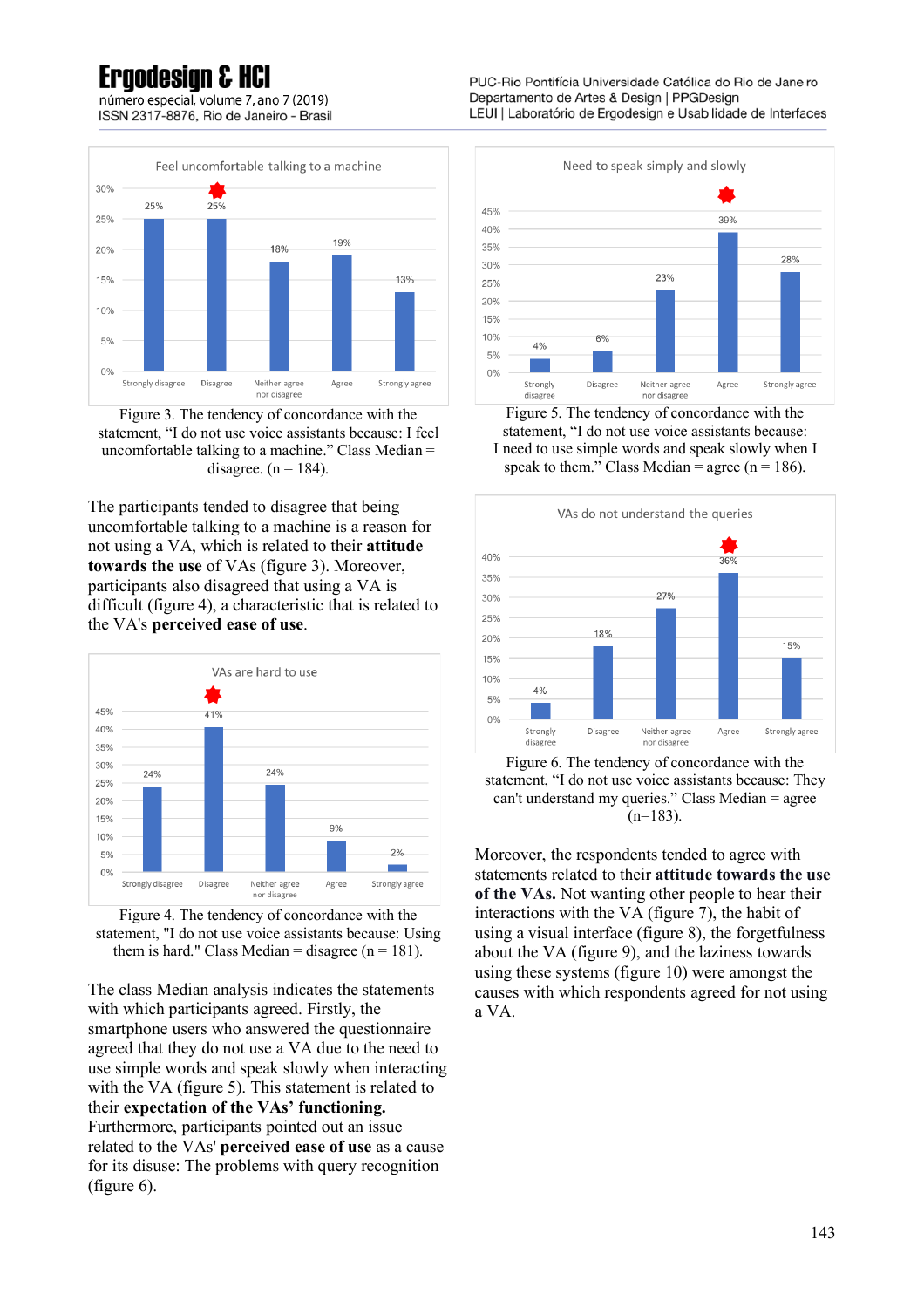Figure 3. The tendency of concordance with the statement, “I do not use voice assistants because: I feel uncomfortable talking to a machine.” Class Median = disagree. (n = 184).

The participants tended to disagree that being uncomfortable talking to a machine is a reason for not using a VA, which is related to their **attitude towards the use** of VAs (figure 3). Moreover, participants also disagreed that using a VA is difficult (figure 4), a characteristic that is related to the VA's **perceived ease of use**.

Figure 4. The tendency of concordance with the statement, "I do not use voice assistants because: Using them is hard." Class Median = disagree (n = 181).

The class Median analysis indicates the statements with which participants agreed. Firstly, the smartphone users who answered the questionnaire agreed that they do not use a VA due to the need to use simple words and speak slowly when interacting with the VA (figure 5). This statement is related to their **expectation of the VAs’ functioning.** Furthermore, participants pointed out an issue related to the VAs' **perceived ease of use** as a cause for its disuse: The problems with query recognition (figure 6).

Figure 5. The tendency of concordance with the statement, “I do not use voice assistants because: I need to use simple words and speak slowly when I speak to them.” Class Median = agree (n = 186).

Figure 6. The tendency of concordance with the statement, “I do not use voice assistants because: They can't understand my queries.” Class Median = agree (n=183).

Moreover, the respondents tended to agree with statements related to their **attitude towards the use of the VAs.** Not wanting other people to hear their interactions with the VA (figure 7), the habit of using a visual interface (figure 8), the forgetfulness about the VA (figure 9), and the laziness towards using these systems (figure 10) were amongst the causes with which respondents agreed for not using a VA.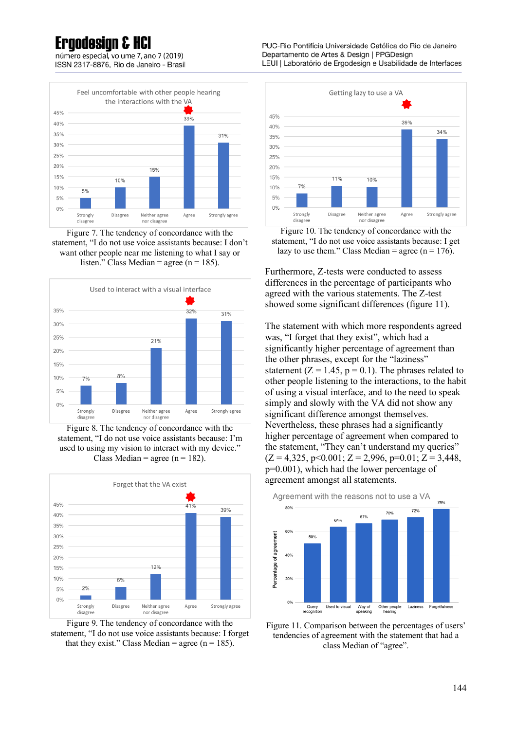Figure 7. The tendency of concordance with the statement, "I do not use voice assistants because: I don't want other people near me listening to what I say or listen." Class Median = agree (n = 185).

Figure 8. The tendency of concordance with the statement, "I do not use voice assistants because: I'm used to using my vision to interact with my device." Class Median = agree (n = 182).

Figure 9. The tendency of concordance with the statement, "I do not use voice assistants because: I forget that they exist." Class Median = agree (n = 185).

Figure 10. The tendency of concordance with the statement, "I do not use voice assistants because: I get lazy to use them." Class Median = agree (n = 176).

Furthermore, Z-tests were conducted to assess differences in the percentage of participants who agreed with the various statements. The Z-test showed some significant differences (figure 11).

The statement with which more respondents agreed was, "I forget that they exist", which had a significantly higher percentage of agreement than the other phrases, except for the "laziness" statement ($Z = 1.45$, $p = 0.1$). The phrases related to other people listening to the interactions, to the habit of using a visual interface, and to the need to speak simply and slowly with the VA did not show any significant difference amongst themselves. Nevertheless, these phrases had a significantly higher percentage of agreement when compared to the statement, "They can't understand my queries" ($Z = 4{,}325$, $p<0.001$; $Z = 2{,}996$, $p=0.01$; $Z = 3{,}448$, $p=0.001$), which had the lower percentage of agreement amongst all statements.

Figure 11. Comparison between the percentages of users' tendencies of agreement with the statement that had a class Median of "agree".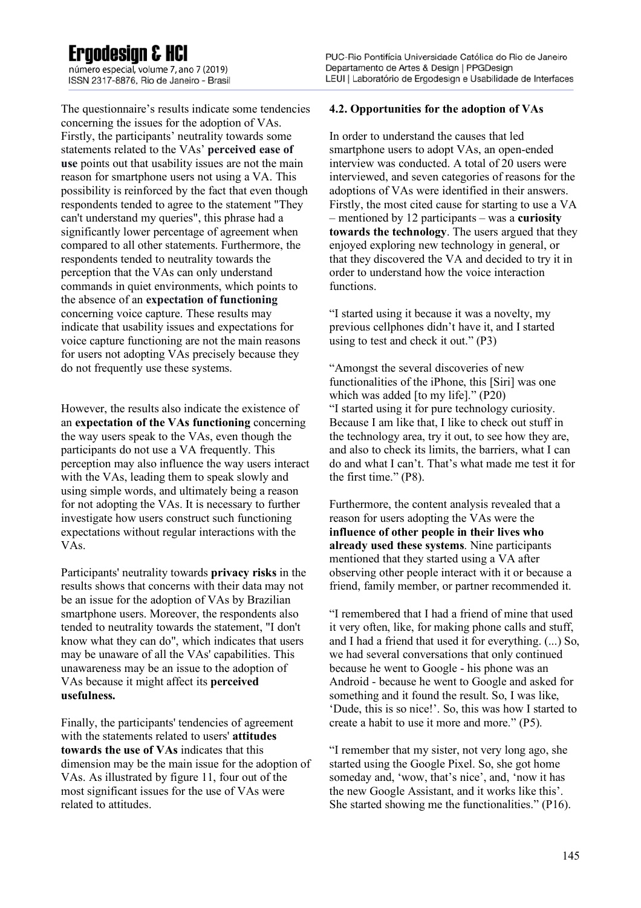The questionnaire's results indicate some tendencies concerning the issues for the adoption of VAs. Firstly, the participants' neutrality towards some statements related to the VAs' **perceived ease of use** points out that usability issues are not the main reason for smartphone users not using a VA. This possibility is reinforced by the fact that even though respondents tended to agree to the statement "They can't understand my queries", this phrase had a significantly lower percentage of agreement when compared to all other statements. Furthermore, the respondents tended to neutrality towards the perception that the VAs can only understand commands in quiet environments, which points to the absence of an **expectation of functioning** concerning voice capture. These results may indicate that usability issues and expectations for voice capture functioning are not the main reasons for users not adopting VAs precisely because they do not frequently use these systems.

However, the results also indicate the existence of an **expectation of the VAs functioning** concerning the way users speak to the VAs, even though the participants do not use a VA frequently. This perception may also influence the way users interact with the VAs, leading them to speak slowly and using simple words, and ultimately being a reason for not adopting the VAs. It is necessary to further investigate how users construct such functioning expectations without regular interactions with the VAs.

Participants' neutrality towards **privacy risks** in the results shows that concerns with their data may not be an issue for the adoption of VAs by Brazilian smartphone users. Moreover, the respondents also tended to neutrality towards the statement, "I don't know what they can do", which indicates that users may be unaware of all the VAs' capabilities. This unawareness may be an issue to the adoption of VAs because it might affect its **perceived usefulness.**

Finally, the participants' tendencies of agreement with the statements related to users' **attitudes towards the use of VAs** indicates that this dimension may be the main issue for the adoption of VAs. As illustrated by figure 11, four out of the most significant issues for the use of VAs were related to attitudes.

### 4.2. Opportunities for the adoption of VAs

In order to understand the causes that led smartphone users to adopt VAs, an open-ended interview was conducted. A total of 20 users were interviewed, and seven categories of reasons for the adoptions of VAs were identified in their answers. Firstly, the most cited cause for starting to use a VA – mentioned by 12 participants – was a **curiosity towards the technology**. The users argued that they enjoyed exploring new technology in general, or that they discovered the VA and decided to try it in order to understand how the voice interaction functions.

"I started using it because it was a novelty, my previous cellphones didn't have it, and I started using to test and check it out." (P3)

"Amongst the several discoveries of new functionalities of the iPhone, this [Siri] was one which was added [to my life]." (P20)
"I started using it for pure technology curiosity. Because I am like that, I like to check out stuff in the technology area, try it out, to see how they are, and also to check its limits, the barriers, what I can do and what I can't. That's what made me test it for the first time." (P8).

Furthermore, the content analysis revealed that a reason for users adopting the VAs were the **influence of other people in their lives who already used these systems**. Nine participants mentioned that they started using a VA after observing other people interact with it or because a friend, family member, or partner recommended it.

"I remembered that I had a friend of mine that used it very often, like, for making phone calls and stuff, and I had a friend that used it for everything. (...) So, we had several conversations that only continued because he went to Google - his phone was an Android - because he went to Google and asked for something and it found the result. So, I was like, 'Dude, this is so nice!'. So, this was how I started to create a habit to use it more and more." (P5).

"I remember that my sister, not very long ago, she started using the Google Pixel. So, she got home someday and, 'wow, that's nice', and, 'now it has the new Google Assistant, and it works like this'. She started showing me the functionalities." (P16).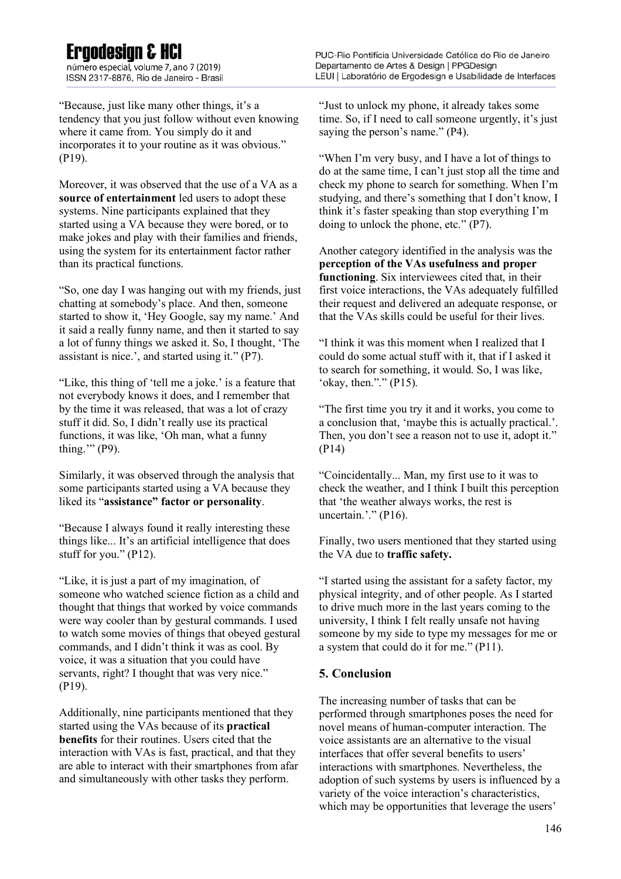"Because, just like many other things, it's a tendency that you just follow without even knowing where it came from. You simply do it and incorporates it to your routine as it was obvious." (P19).

Moreover, it was observed that the use of a VA as a **source of entertainment** led users to adopt these systems. Nine participants explained that they started using a VA because they were bored, or to make jokes and play with their families and friends, using the system for its entertainment factor rather than its practical functions.

"So, one day I was hanging out with my friends, just chatting at somebody's place. And then, someone started to show it, 'Hey Google, say my name.' And it said a really funny name, and then it started to say a lot of funny things we asked it. So, I thought, 'The assistant is nice.', and started using it." (P7).

"Like, this thing of 'tell me a joke.' is a feature that not everybody knows it does, and I remember that by the time it was released, that was a lot of crazy stuff it did. So, I didn't really use its practical functions, it was like, 'Oh man, what a funny thing.'" (P9).

Similarly, it was observed through the analysis that some participants started using a VA because they liked its "**assistance" factor or personality**.

"Because I always found it really interesting these things like... It's an artificial intelligence that does stuff for you." (P12).

"Like, it is just a part of my imagination, of someone who watched science fiction as a child and thought that things that worked by voice commands were way cooler than by gestural commands. I used to watch some movies of things that obeyed gestural commands, and I didn't think it was as cool. By voice, it was a situation that you could have servants, right? I thought that was very nice." (P19).

Additionally, nine participants mentioned that they started using the VAs because of its **practical benefits** for their routines. Users cited that the interaction with VAs is fast, practical, and that they are able to interact with their smartphones from afar and simultaneously with other tasks they perform.

"Just to unlock my phone, it already takes some time. So, if I need to call someone urgently, it's just saying the person's name." (P4).

"When I'm very busy, and I have a lot of things to do at the same time, I can't just stop all the time and check my phone to search for something. When I'm studying, and there's something that I don't know, I think it's faster speaking than stop everything I'm doing to unlock the phone, etc." (P7).

Another category identified in the analysis was the **perception of the VAs usefulness and proper functioning**. Six interviewees cited that, in their first voice interactions, the VAs adequately fulfilled their request and delivered an adequate response, or that the VAs skills could be useful for their lives.

"I think it was this moment when I realized that I could do some actual stuff with it, that if I asked it to search for something, it would. So, I was like, 'okay, then.'." (P15).

"The first time you try it and it works, you come to a conclusion that, 'maybe this is actually practical.'. Then, you don't see a reason not to use it, adopt it." (P14)

"Coincidentally... Man, my first use to it was to check the weather, and I think I built this perception that 'the weather always works, the rest is uncertain.'." (P16).

Finally, two users mentioned that they started using the VA due to **traffic safety.**

"I started using the assistant for a safety factor, my physical integrity, and of other people. As I started to drive much more in the last years coming to the university, I think I felt really unsafe not having someone by my side to type my messages for me or a system that could do it for me." (P11).

## 5. Conclusion

The increasing number of tasks that can be performed through smartphones poses the need for novel means of human-computer interaction. The voice assistants are an alternative to the visual interfaces that offer several benefits to users' interactions with smartphones. Nevertheless, the adoption of such systems by users is influenced by a variety of the voice interaction's characteristics, which may be opportunities that leverage the users'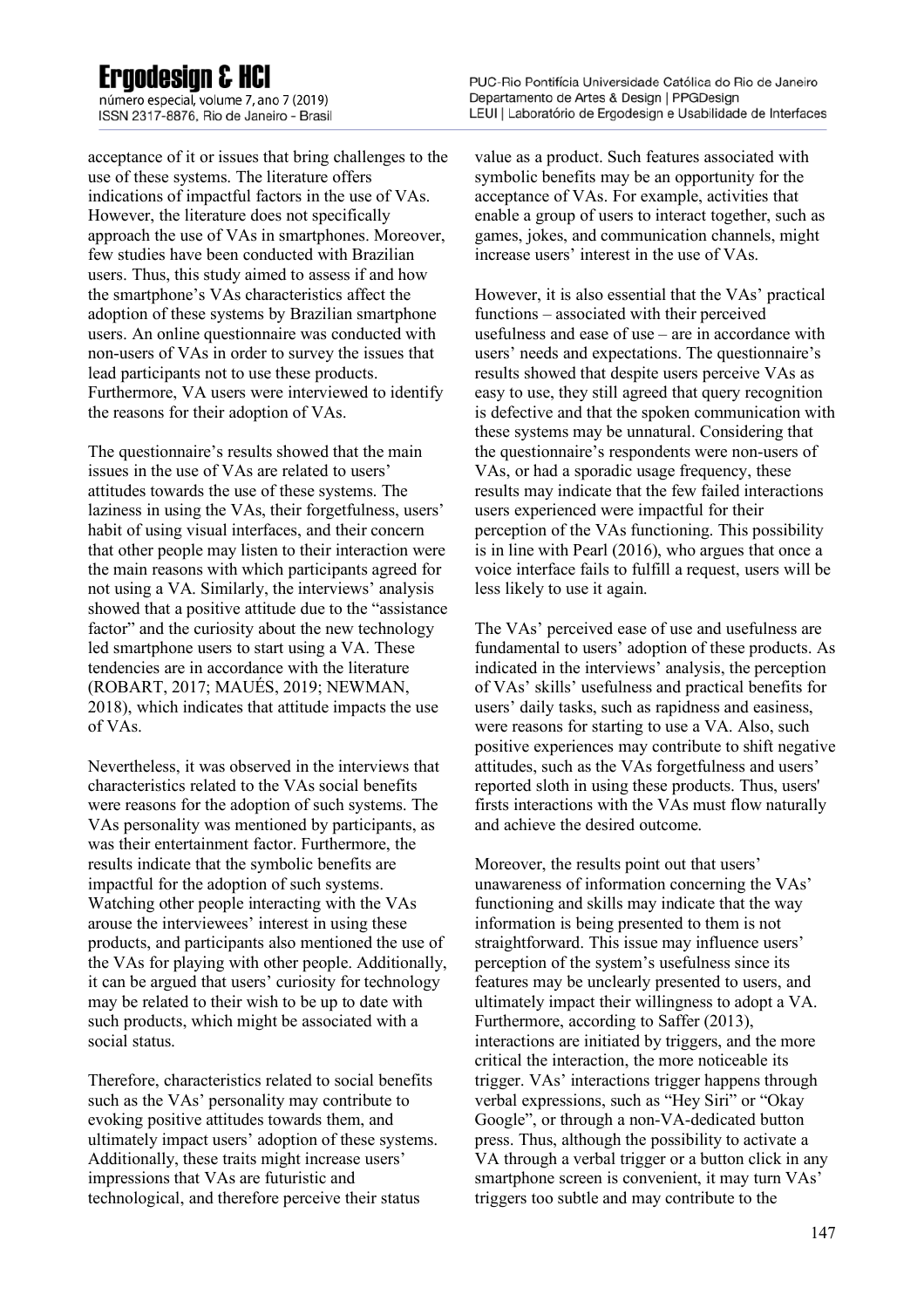acceptance of it or issues that bring challenges to the use of these systems. The literature offers indications of impactful factors in the use of VAs. However, the literature does not specifically approach the use of VAs in smartphones. Moreover, few studies have been conducted with Brazilian users. Thus, this study aimed to assess if and how the smartphone's VAs characteristics affect the adoption of these systems by Brazilian smartphone users. An online questionnaire was conducted with non-users of VAs in order to survey the issues that lead participants not to use these products. Furthermore, VA users were interviewed to identify the reasons for their adoption of VAs.

The questionnaire's results showed that the main issues in the use of VAs are related to users' attitudes towards the use of these systems. The laziness in using the VAs, their forgetfulness, users' habit of using visual interfaces, and their concern that other people may listen to their interaction were the main reasons with which participants agreed for not using a VA. Similarly, the interviews' analysis showed that a positive attitude due to the "assistance factor" and the curiosity about the new technology led smartphone users to start using a VA. These tendencies are in accordance with the literature (ROBART, 2017; MAUÉS, 2019; NEWMAN, 2018), which indicates that attitude impacts the use of VAs.

Nevertheless, it was observed in the interviews that characteristics related to the VAs social benefits were reasons for the adoption of such systems. The VAs personality was mentioned by participants, as was their entertainment factor. Furthermore, the results indicate that the symbolic benefits are impactful for the adoption of such systems. Watching other people interacting with the VAs arouse the interviewees' interest in using these products, and participants also mentioned the use of the VAs for playing with other people. Additionally, it can be argued that users' curiosity for technology may be related to their wish to be up to date with such products, which might be associated with a social status.

Therefore, characteristics related to social benefits such as the VAs' personality may contribute to evoking positive attitudes towards them, and ultimately impact users' adoption of these systems. Additionally, these traits might increase users' impressions that VAs are futuristic and technological, and therefore perceive their status value as a product. Such features associated with symbolic benefits may be an opportunity for the acceptance of VAs. For example, activities that enable a group of users to interact together, such as games, jokes, and communication channels, might increase users' interest in the use of VAs.

However, it is also essential that the VAs' practical functions – associated with their perceived usefulness and ease of use – are in accordance with users' needs and expectations. The questionnaire's results showed that despite users perceive VAs as easy to use, they still agreed that query recognition is defective and that the spoken communication with these systems may be unnatural. Considering that the questionnaire's respondents were non-users of VAs, or had a sporadic usage frequency, these results may indicate that the few failed interactions users experienced were impactful for their perception of the VAs functioning. This possibility is in line with Pearl (2016), who argues that once a voice interface fails to fulfill a request, users will be less likely to use it again.

The VAs' perceived ease of use and usefulness are fundamental to users' adoption of these products. As indicated in the interviews' analysis, the perception of VAs' skills' usefulness and practical benefits for users' daily tasks, such as rapidness and easiness, were reasons for starting to use a VA. Also, such positive experiences may contribute to shift negative attitudes, such as the VAs forgetfulness and users' reported sloth in using these products. Thus, users' firsts interactions with the VAs must flow naturally and achieve the desired outcome.

Moreover, the results point out that users' unawareness of information concerning the VAs' functioning and skills may indicate that the way information is being presented to them is not straightforward. This issue may influence users' perception of the system's usefulness since its features may be unclearly presented to users, and ultimately impact their willingness to adopt a VA. Furthermore, according to Saffer (2013), interactions are initiated by triggers, and the more critical the interaction, the more noticeable its trigger. VAs' interactions trigger happens through verbal expressions, such as "Hey Siri" or "Okay Google", or through a non-VA-dedicated button press. Thus, although the possibility to activate a VA through a verbal trigger or a button click in any smartphone screen is convenient, it may turn VAs' triggers too subtle and may contribute to the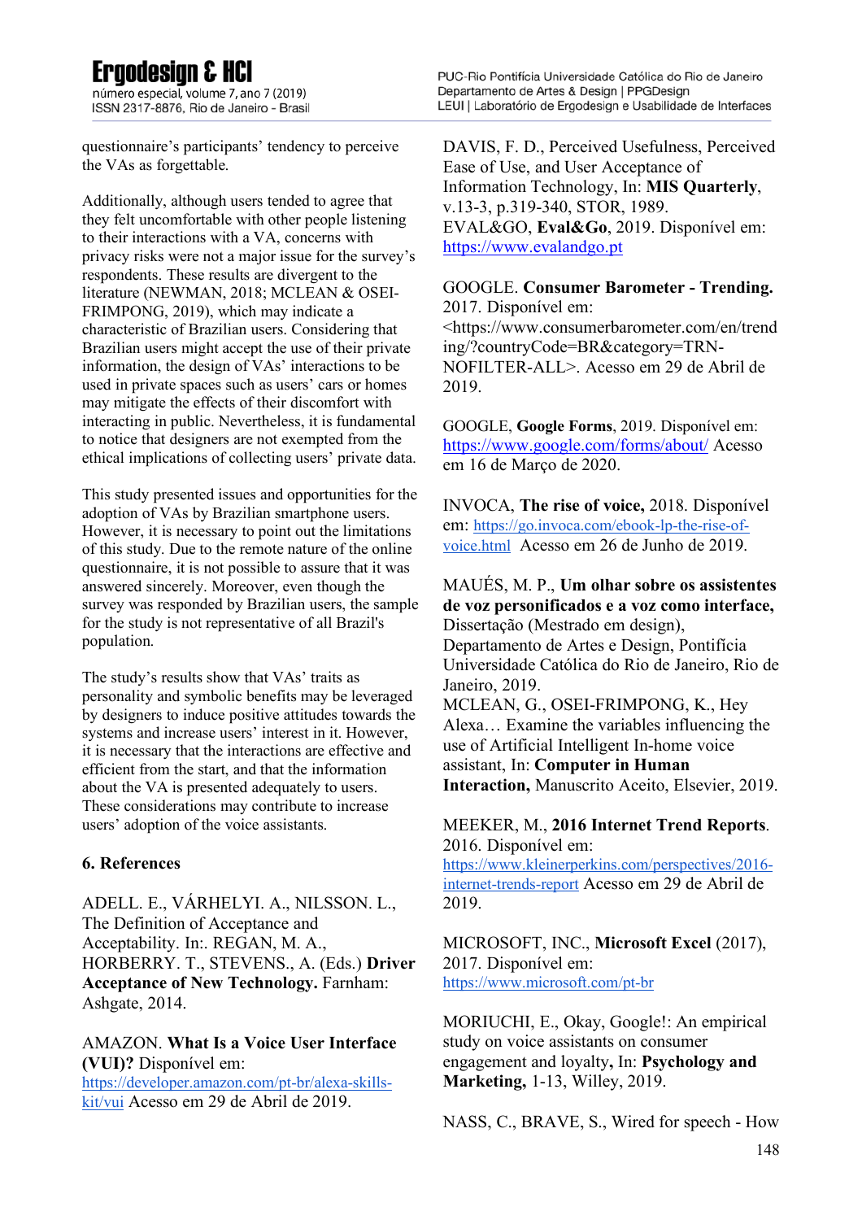questionnaire's participants' tendency to perceive the VAs as forgettable.

Additionally, although users tended to agree that they felt uncomfortable with other people listening to their interactions with a VA, concerns with privacy risks were not a major issue for the survey's respondents. These results are divergent to the literature (NEWMAN, 2018; MCLEAN & OSEI-FRIMPONG, 2019), which may indicate a characteristic of Brazilian users. Considering that Brazilian users might accept the use of their private information, the design of VAs' interactions to be used in private spaces such as users' cars or homes may mitigate the effects of their discomfort with interacting in public. Nevertheless, it is fundamental to notice that designers are not exempted from the ethical implications of collecting users' private data.

This study presented issues and opportunities for the adoption of VAs by Brazilian smartphone users. However, it is necessary to point out the limitations of this study. Due to the remote nature of the online questionnaire, it is not possible to assure that it was answered sincerely. Moreover, even though the survey was responded by Brazilian users, the sample for the study is not representative of all Brazil's population.

The study's results show that VAs' traits as personality and symbolic benefits may be leveraged by designers to induce positive attitudes towards the systems and increase users' interest in it. However, it is necessary that the interactions are effective and efficient from the start, and that the information about the VA is presented adequately to users. These considerations may contribute to increase users' adoption of the voice assistants.

## 6. References

ADELL. E., VÁRHELYI. A., NILSSON. L., The Definition of Acceptance and Acceptability. In:. REGAN, M. A., HORBERRY. T., STEVENS., A. (Eds.) **Driver Acceptance of New Technology.** Farnham: Ashgate, 2014.

AMAZON. **What Is a Voice User Interface (VUI)?** Disponível em: https://developer.amazon.com/pt-br/alexa-skills-kit/vui Acesso em 29 de Abril de 2019.

DAVIS, F. D., Perceived Usefulness, Perceived Ease of Use, and User Acceptance of Information Technology, In: **MIS Quarterly**, v.13-3, p.319-340, STOR, 1989.
EVAL&GO, **Eval&Go**, 2019. Disponível em: https://www.evalandgo.pt

GOOGLE. **Consumer Barometer - Trending.** 2017. Disponível em: <https://www.consumerbarometer.com/en/trending/?countryCode=BR&category=TRN-NOFILTER-ALL>. Acesso em 29 de Abril de 2019.

GOOGLE, **Google Forms**, 2019. Disponível em: https://www.google.com/forms/about/ Acesso em 16 de Março de 2020.

INVOCA, **The rise of voice,** 2018. Disponível em: https://go.invoca.com/ebook-lp-the-rise-of-voice.html Acesso em 26 de Junho de 2019.

MAUÉS, M. P., **Um olhar sobre os assistentes de voz personificados e a voz como interface,** Dissertação (Mestrado em design), Departamento de Artes e Design, Pontifícia Universidade Católica do Rio de Janeiro, Rio de Janeiro, 2019.
MCLEAN, G., OSEI-FRIMPONG, K., Hey Alexa… Examine the variables influencing the use of Artificial Intelligent In-home voice assistant, In: **Computer in Human Interaction,** Manuscrito Aceito, Elsevier, 2019.

MEEKER, M., **2016 Internet Trend Reports**. 2016. Disponível em: https://www.kleinerperkins.com/perspectives/2016-internet-trends-report Acesso em 29 de Abril de 2019.

MICROSOFT, INC., **Microsoft Excel** (2017), 2017. Disponível em: https://www.microsoft.com/pt-br

MORIUCHI, E., Okay, Google!: An empirical study on voice assistants on consumer engagement and loyalty**,** In: **Psychology and Marketing,** 1-13, Willey, 2019.

NASS, C., BRAVE, S., Wired for speech - How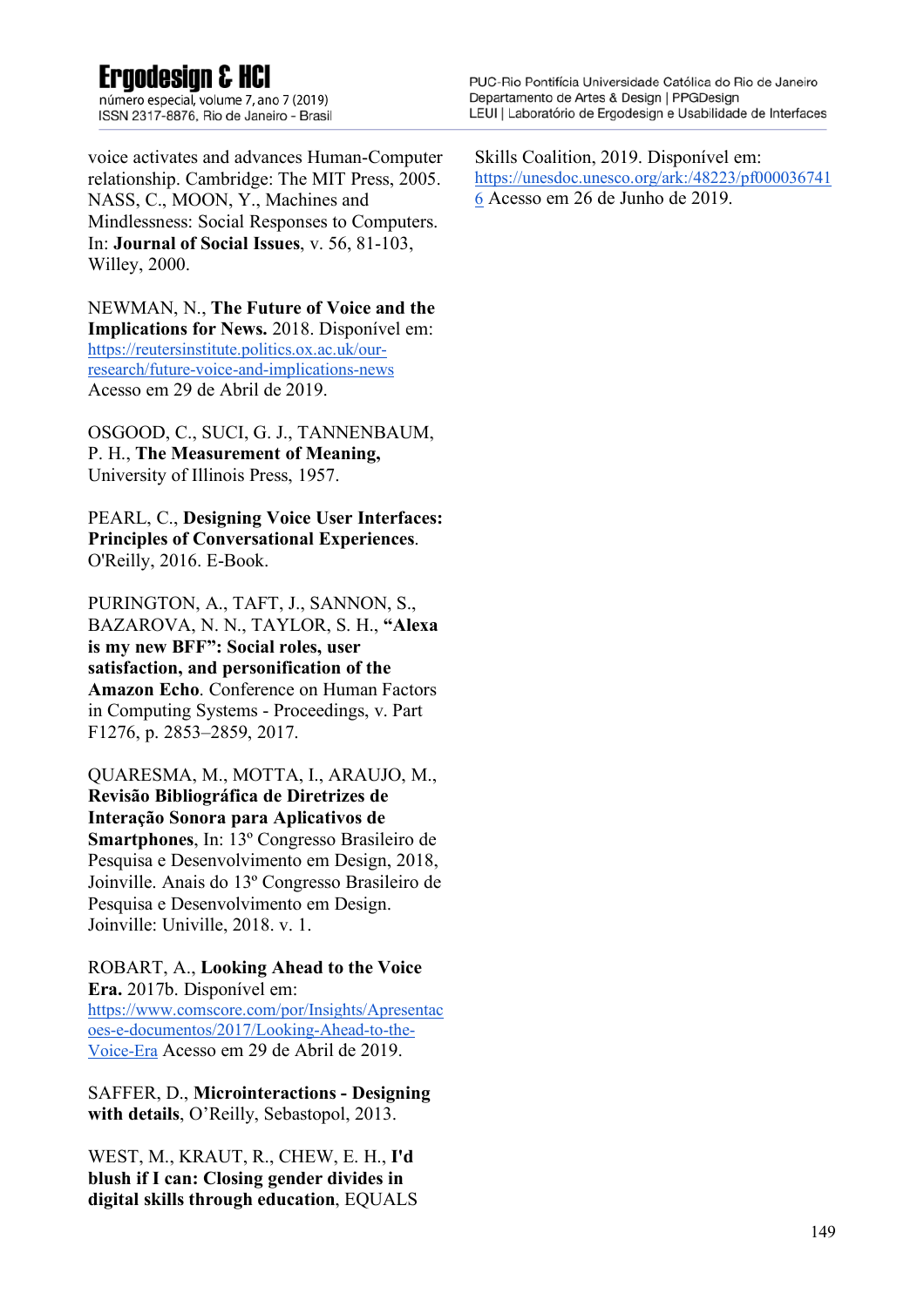voice activates and advances Human-Computer relationship. Cambridge: The MIT Press, 2005. NASS, C., MOON, Y., Machines and Mindlessness: Social Responses to Computers. In: **Journal of Social Issues**, v. 56, 81-103, Willey, 2000.

NEWMAN, N., **The Future of Voice and the Implications for News.** 2018. Disponível em: https://reutersinstitute.politics.ox.ac.uk/our-research/future-voice-and-implications-news Acesso em 29 de Abril de 2019.

OSGOOD, C., SUCI, G. J., TANNENBAUM, P. H., **The Measurement of Meaning,** University of Illinois Press, 1957.

PEARL, C., **Designing Voice User Interfaces: Principles of Conversational Experiences**. O'Reilly, 2016. E-Book.

PURINGTON, A., TAFT, J., SANNON, S., BAZAROVA, N. N., TAYLOR, S. H., **"Alexa is my new BFF": Social roles, user satisfaction, and personification of the Amazon Echo**. Conference on Human Factors in Computing Systems - Proceedings, v. Part F1276, p. 2853–2859, 2017.

QUARESMA, M., MOTTA, I., ARAUJO, M., **Revisão Bibliográfica de Diretrizes de Interação Sonora para Aplicativos de Smartphones**, In: 13º Congresso Brasileiro de Pesquisa e Desenvolvimento em Design, 2018, Joinville. Anais do 13º Congresso Brasileiro de Pesquisa e Desenvolvimento em Design. Joinville: Univille, 2018. v. 1.

ROBART, A., **Looking Ahead to the Voice Era.** 2017b. Disponível em: https://www.comscore.com/por/Insights/Apresentacoes-e-documentos/2017/Looking-Ahead-to-the-Voice-Era Acesso em 29 de Abril de 2019.

SAFFER, D., **Microinteractions - Designing with details**, O'Reilly, Sebastopol, 2013.

WEST, M., KRAUT, R., CHEW, E. H., **I'd blush if I can: Closing gender divides in digital skills through education**, EQUALS Skills Coalition, 2019. Disponível em: https://unesdoc.unesco.org/ark:/48223/pf0000367416 Acesso em 26 de Junho de 2019.